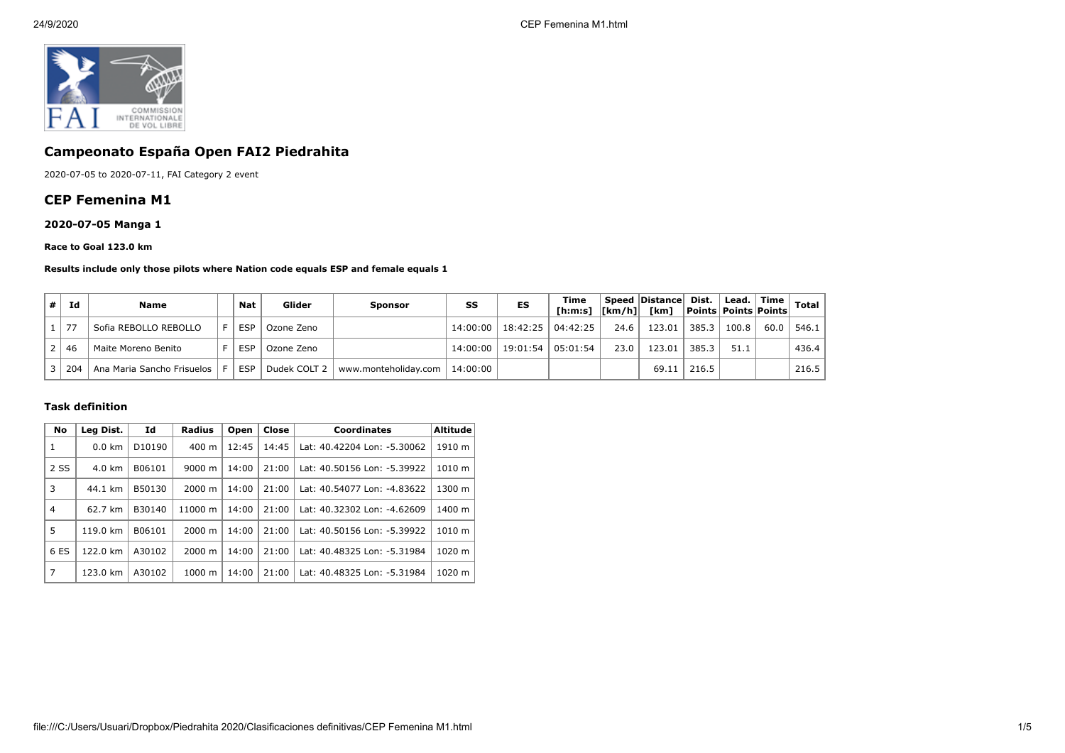## Campeonato España Open FAI2 Piedrahita

2020-07-05 to 2020-07-11, FAI Category 2 event

## CEP Femenina M1

### 2020-07-05 Manga 1

**Race to Goal 123.0 km**

**Results include only those pilots where Nation code equals ESP and female equals 1**

| # | Id | Name | | Nat | Glider | Sponsor | SS | ES | Time [h:m:s] | Speed [km/h] | Distance [km] | Dist. Points | Lead. Points | Time Points | Total |
|---|---|---|---|---|---|---|---|---|---|---|---|---|---|---|---|
| 1 | 77 | Sofia REBOLLO REBOLLO | F | ESP | Ozone Zeno | | 14:00:00 | 18:42:25 | 04:42:25 | 24.6 | 123.01 | 385.3 | 100.8 | 60.0 | 546.1 |
| 2 | 46 | Maite Moreno Benito | F | ESP | Ozone Zeno | | 14:00:00 | 19:01:54 | 05:01:54 | 23.0 | 123.01 | 385.3 | 51.1 | | 436.4 |
| 3 | 204 | Ana Maria Sancho Frisuelos | F | ESP | Dudek COLT 2 | www.monteholiday.com | 14:00:00 | | | | 69.11 | 216.5 | | | 216.5 |

### Task definition

| No | Leg Dist. | Id | Radius | Open | Close | Coordinates | Altitude |
|---|---|---|---|---|---|---|---|
| 1 | 0.0 km | D10190 | 400 m | 12:45 | 14:45 | Lat: 40.42204 Lon: -5.30062 | 1910 m |
| 2 SS | 4.0 km | B06101 | 9000 m | 14:00 | 21:00 | Lat: 40.50156 Lon: -5.39922 | 1010 m |
| 3 | 44.1 km | B50130 | 2000 m | 14:00 | 21:00 | Lat: 40.54077 Lon: -4.83622 | 1300 m |
| 4 | 62.7 km | B30140 | 11000 m | 14:00 | 21:00 | Lat: 40.32302 Lon: -4.62609 | 1400 m |
| 5 | 119.0 km | B06101 | 2000 m | 14:00 | 21:00 | Lat: 40.50156 Lon: -5.39922 | 1010 m |
| 6 ES | 122.0 km | A30102 | 2000 m | 14:00 | 21:00 | Lat: 40.48325 Lon: -5.31984 | 1020 m |
| 7 | 123.0 km | A30102 | 1000 m | 14:00 | 21:00 | Lat: 40.48325 Lon: -5.31984 | 1020 m |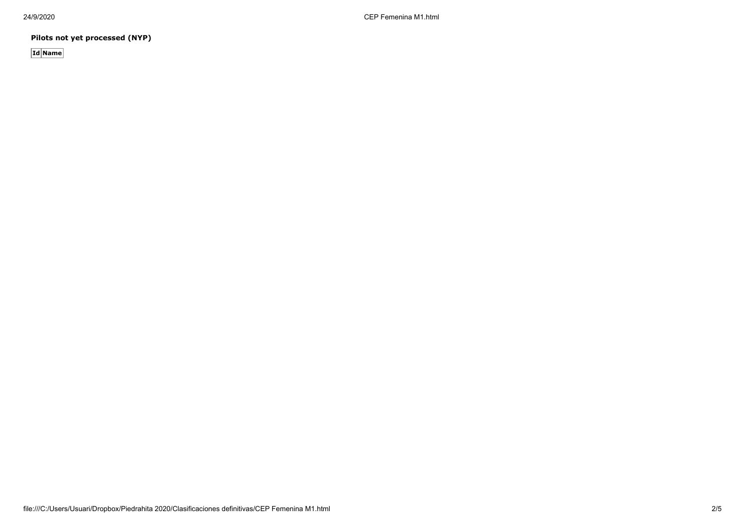**Pilots not yet processed (NYP)**

| Id | Name |
|---|---|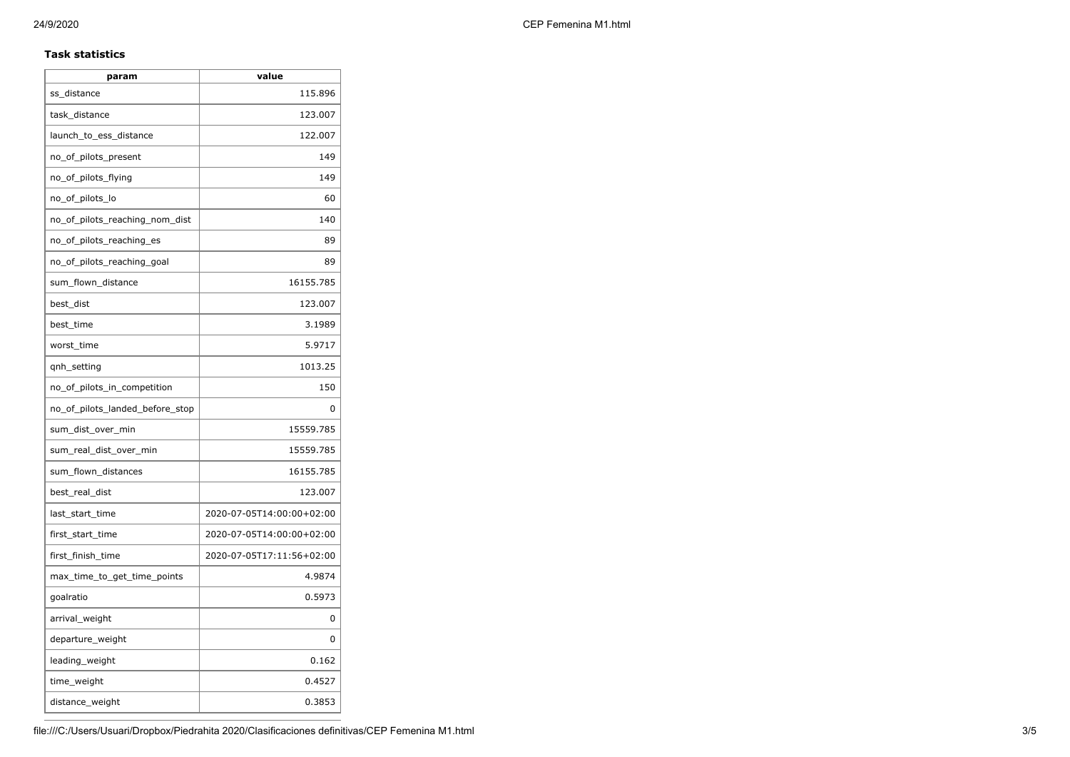**Task statistics**

| param | value |
| --- | --- |
| ss_distance | 115.896 |
| task_distance | 123.007 |
| launch_to_ess_distance | 122.007 |
| no_of_pilots_present | 149 |
| no_of_pilots_flying | 149 |
| no_of_pilots_lo | 60 |
| no_of_pilots_reaching_nom_dist | 140 |
| no_of_pilots_reaching_es | 89 |
| no_of_pilots_reaching_goal | 89 |
| sum_flown_distance | 16155.785 |
| best_dist | 123.007 |
| best_time | 3.1989 |
| worst_time | 5.9717 |
| qnh_setting | 1013.25 |
| no_of_pilots_in_competition | 150 |
| no_of_pilots_landed_before_stop | 0 |
| sum_dist_over_min | 15559.785 |
| sum_real_dist_over_min | 15559.785 |
| sum_flown_distances | 16155.785 |
| best_real_dist | 123.007 |
| last_start_time | 2020-07-05T14:00:00+02:00 |
| first_start_time | 2020-07-05T14:00:00+02:00 |
| first_finish_time | 2020-07-05T17:11:56+02:00 |
| max_time_to_get_time_points | 4.9874 |
| goalratio | 0.5973 |
| arrival_weight | 0 |
| departure_weight | 0 |
| leading_weight | 0.162 |
| time_weight | 0.4527 |
| distance_weight | 0.3853 |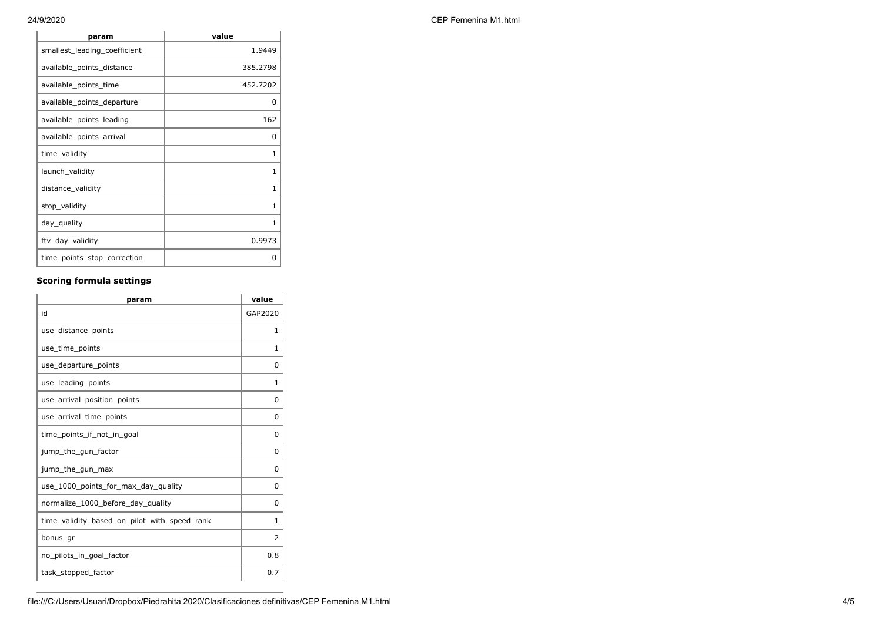| param | value |
| --- | --- |
| smallest_leading_coefficient | 1.9449 |
| available_points_distance | 385.2798 |
| available_points_time | 452.7202 |
| available_points_departure | 0 |
| available_points_leading | 162 |
| available_points_arrival | 0 |
| time_validity | 1 |
| launch_validity | 1 |
| distance_validity | 1 |
| stop_validity | 1 |
| day_quality | 1 |
| ftv_day_validity | 0.9973 |
| time_points_stop_correction | 0 |

### Scoring formula settings

| param | value |
| --- | --- |
| id | GAP2020 |
| use_distance_points | 1 |
| use_time_points | 1 |
| use_departure_points | 0 |
| use_leading_points | 1 |
| use_arrival_position_points | 0 |
| use_arrival_time_points | 0 |
| time_points_if_not_in_goal | 0 |
| jump_the_gun_factor | 0 |
| jump_the_gun_max | 0 |
| use_1000_points_for_max_day_quality | 0 |
| normalize_1000_before_day_quality | 0 |
| time_validity_based_on_pilot_with_speed_rank | 1 |
| bonus_gr | 2 |
| no_pilots_in_goal_factor | 0.8 |
| task_stopped_factor | 0.7 |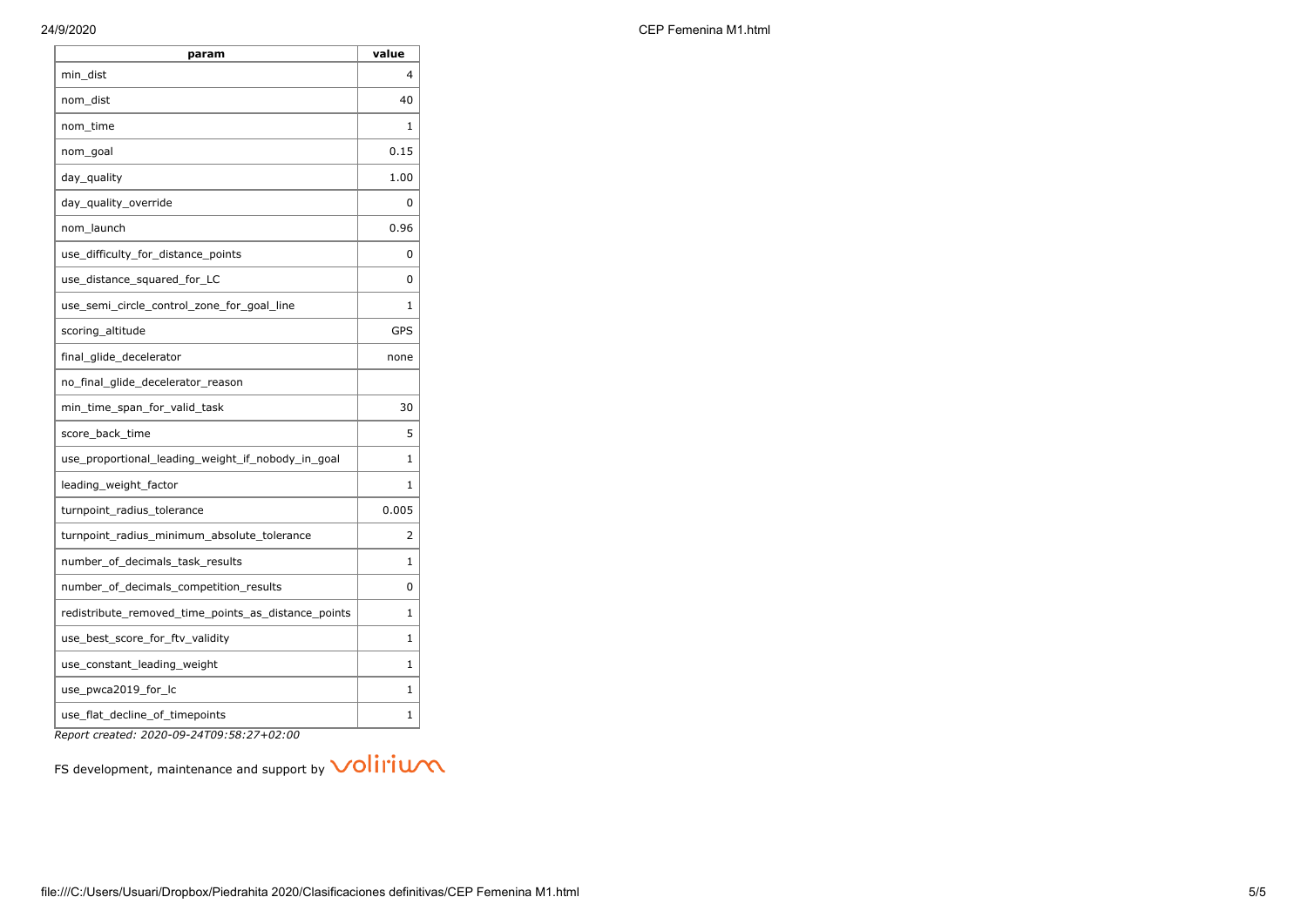| param | value |
|---|---|
| min_dist | 4 |
| nom_dist | 40 |
| nom_time | 1 |
| nom_goal | 0.15 |
| day_quality | 1.00 |
| day_quality_override | 0 |
| nom_launch | 0.96 |
| use_difficulty_for_distance_points | 0 |
| use_distance_squared_for_LC | 0 |
| use_semi_circle_control_zone_for_goal_line | 1 |
| scoring_altitude | GPS |
| final_glide_decelerator | none |
| no_final_glide_decelerator_reason | |
| min_time_span_for_valid_task | 30 |
| score_back_time | 5 |
| use_proportional_leading_weight_if_nobody_in_goal | 1 |
| leading_weight_factor | 1 |
| turnpoint_radius_tolerance | 0.005 |
| turnpoint_radius_minimum_absolute_tolerance | 2 |
| number_of_decimals_task_results | 1 |
| number_of_decimals_competition_results | 0 |
| redistribute_removed_time_points_as_distance_points | 1 |
| use_best_score_for_ftv_validity | 1 |
| use_constant_leading_weight | 1 |
| use_pwca2019_for_lc | 1 |
| use_flat_decline_of_timepoints | 1 |

*Report created: 2020-09-24T09:58:27+02:00*

FS development, maintenance and support by volirium